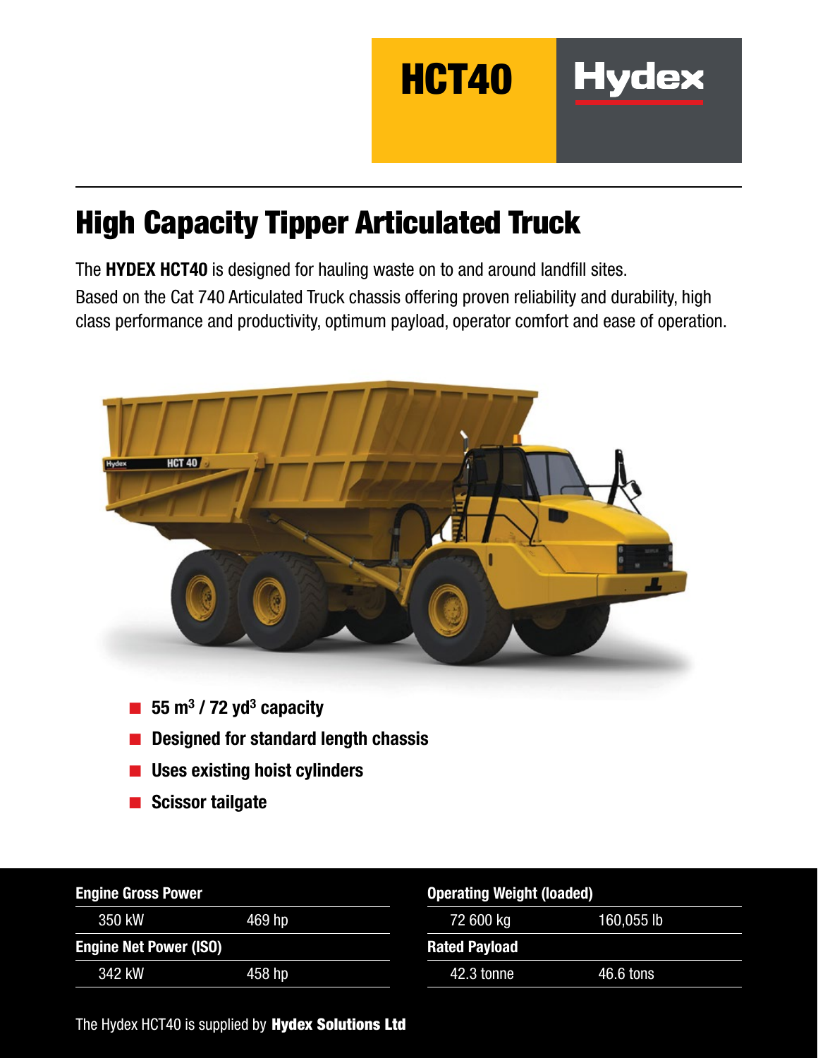HCT40 | Hydex

# High Capacity Tipper Articulated Truck

The **HYDEX HCT40** is designed for hauling waste on to and around landfill sites.
Based on the Cat 740 Articulated Truck chassis offering proven reliability and durability, high class performance and productivity, optimum payload, operator comfort and ease of operation.

- **55 m³ / 72 yd³ capacity**
- **Designed for standard length chassis**
- **Uses existing hoist cylinders**
- **Scissor tailgate**

| **Engine Gross Power** | |
|---|---|
| 350 kW | 469 hp |
| **Engine Net Power (ISO)** | |
| 342 kW | 458 hp |

| **Operating Weight (loaded)** | |
|---|---|
| 72 600 kg | 160,055 lb |
| **Rated Payload** | |
| 42.3 tonne | 46.6 tons |

The Hydex HCT40 is supplied by **Hydex Solutions Ltd**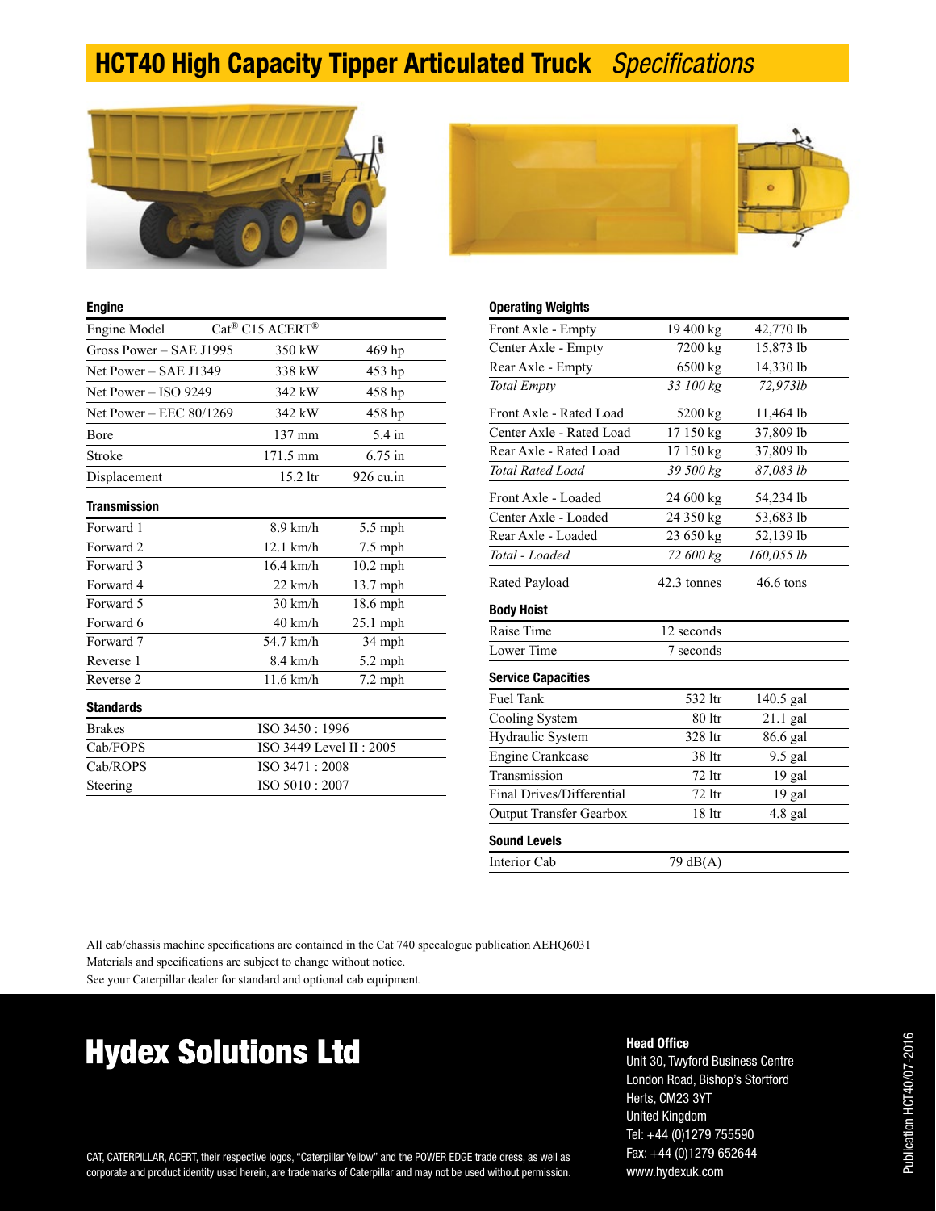# HCT40 High Capacity Tipper Articulated Truck *Specifications*

### Engine

| | | |
|---|---|---|
| Engine Model | Cat® C15 ACERT® | |
| Gross Power – SAE J1995 | 350 kW | 469 hp |
| Net Power – SAE J1349 | 338 kW | 453 hp |
| Net Power – ISO 9249 | 342 kW | 458 hp |
| Net Power – EEC 80/1269 | 342 kW | 458 hp |
| Bore | 137 mm | 5.4 in |
| Stroke | 171.5 mm | 6.75 in |
| Displacement | 15.2 ltr | 926 cu.in |

### Transmission

| | | |
|---|---|---|
| Forward 1 | 8.9 km/h | 5.5 mph |
| Forward 2 | 12.1 km/h | 7.5 mph |
| Forward 3 | 16.4 km/h | 10.2 mph |
| Forward 4 | 22 km/h | 13.7 mph |
| Forward 5 | 30 km/h | 18.6 mph |
| Forward 6 | 40 km/h | 25.1 mph |
| Forward 7 | 54.7 km/h | 34 mph |
| Reverse 1 | 8.4 km/h | 5.2 mph |
| Reverse 2 | 11.6 km/h | 7.2 mph |

### Standards

| | |
|---|---|
| Brakes | ISO 3450 : 1996 |
| Cab/FOPS | ISO 3449 Level II : 2005 |
| Cab/ROPS | ISO 3471 : 2008 |
| Steering | ISO 5010 : 2007 |

### Operating Weights

| | | |
|---|---|---|
| Front Axle - Empty | 19 400 kg | 42,770 lb |
| Center Axle - Empty | 7200 kg | 15,873 lb |
| Rear Axle - Empty | 6500 kg | 14,330 lb |
| *Total Empty* | *33 100 kg* | *72,973lb* |
| Front Axle - Rated Load | 5200 kg | 11,464 lb |
| Center Axle - Rated Load | 17 150 kg | 37,809 lb |
| Rear Axle - Rated Load | 17 150 kg | 37,809 lb |
| *Total Rated Load* | *39 500 kg* | *87,083 lb* |
| Front Axle - Loaded | 24 600 kg | 54,234 lb |
| Center Axle - Loaded | 24 350 kg | 53,683 lb |
| Rear Axle - Loaded | 23 650 kg | 52,139 lb |
| *Total - Loaded* | *72 600 kg* | *160,055 lb* |
| Rated Payload | 42.3 tonnes | 46.6 tons |

### Body Hoist

| | |
|---|---|
| Raise Time | 12 seconds |
| Lower Time | 7 seconds |

### Service Capacities

| | | |
|---|---|---|
| Fuel Tank | 532 ltr | 140.5 gal |
| Cooling System | 80 ltr | 21.1 gal |
| Hydraulic System | 328 ltr | 86.6 gal |
| Engine Crankcase | 38 ltr | 9.5 gal |
| Transmission | 72 ltr | 19 gal |
| Final Drives/Differential | 72 ltr | 19 gal |
| Output Transfer Gearbox | 18 ltr | 4.8 gal |

### Sound Levels

| | |
|---|---|
| Interior Cab | 79 dB(A) |

All cab/chassis machine specifications are contained in the Cat 740 specalogue publication AEHQ6031
Materials and specifications are subject to change without notice.
See your Caterpillar dealer for standard and optional cab equipment.

## Hydex Solutions Ltd

CAT, CATERPILLAR, ACERT, their respective logos, "Caterpillar Yellow" and the POWER EDGE trade dress, as well as corporate and product identity used herein, are trademarks of Caterpillar and may not be used without permission.

**Head Office**
Unit 30, Twyford Business Centre
London Road, Bishop's Stortford
Herts, CM23 3YT
United Kingdom
Tel: +44 (0)1279 755590
Fax: +44 (0)1279 652644
www.hydexuk.com

Publication HCT40/07-2016